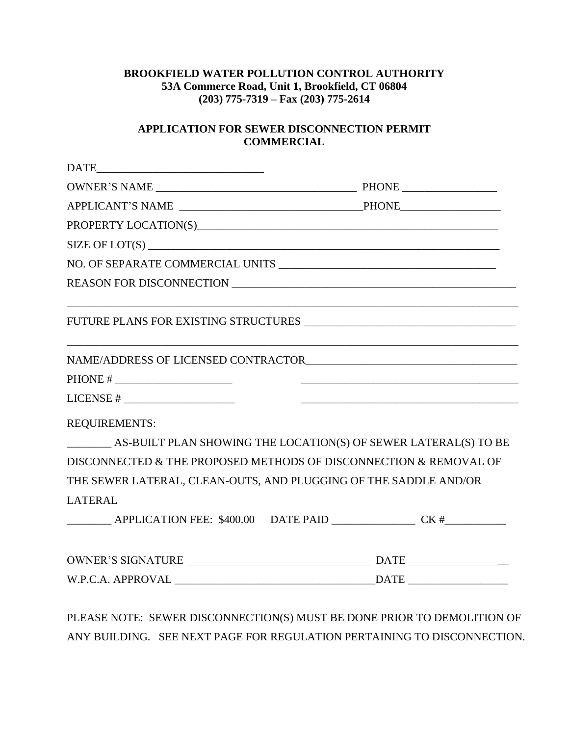**BROOKFIELD WATER POLLUTION CONTROL AUTHORITY**
**53A Commerce Road, Unit 1, Brookfield, CT 06804**
**(203) 775-7319 – Fax (203) 775-2614**

## APPLICATION FOR SEWER DISCONNECTION PERMIT COMMERCIAL

DATE______________________________

OWNER'S NAME ____________________________________ PHONE _________________

APPLICANT'S NAME ________________________________PHONE__________________

PROPERTY LOCATION(S)_______________________________________________________

SIZE OF LOT(S) ______________________________________________________________

NO. OF SEPARATE COMMERCIAL UNITS ________________________________________

REASON FOR DISCONNECTION ___________________________________________________

_____________________________________________________________________________

FUTURE PLANS FOR EXISTING STRUCTURES _____________________________________

_____________________________________________________________________________

NAME/ADDRESS OF LICENSED CONTRACTOR_____________________________________

PHONE # _____________________ ________________________________________

LICENSE # ____________________ ________________________________________

REQUIREMENTS:

________ AS-BUILT PLAN SHOWING THE LOCATION(S) OF SEWER LATERAL(S) TO BE DISCONNECTED & THE PROPOSED METHODS OF DISCONNECTION & REMOVAL OF THE SEWER LATERAL, CLEAN-OUTS, AND PLUGGING OF THE SADDLE AND/OR LATERAL

________ APPLICATION FEE: $400.00 DATE PAID _______________ CK #___________

OWNER'S SIGNATURE _________________________________ DATE __________________

W.P.C.A. APPROVAL ____________________________________DATE __________________

PLEASE NOTE: SEWER DISCONNECTION(S) MUST BE DONE PRIOR TO DEMOLITION OF ANY BUILDING. SEE NEXT PAGE FOR REGULATION PERTAINING TO DISCONNECTION.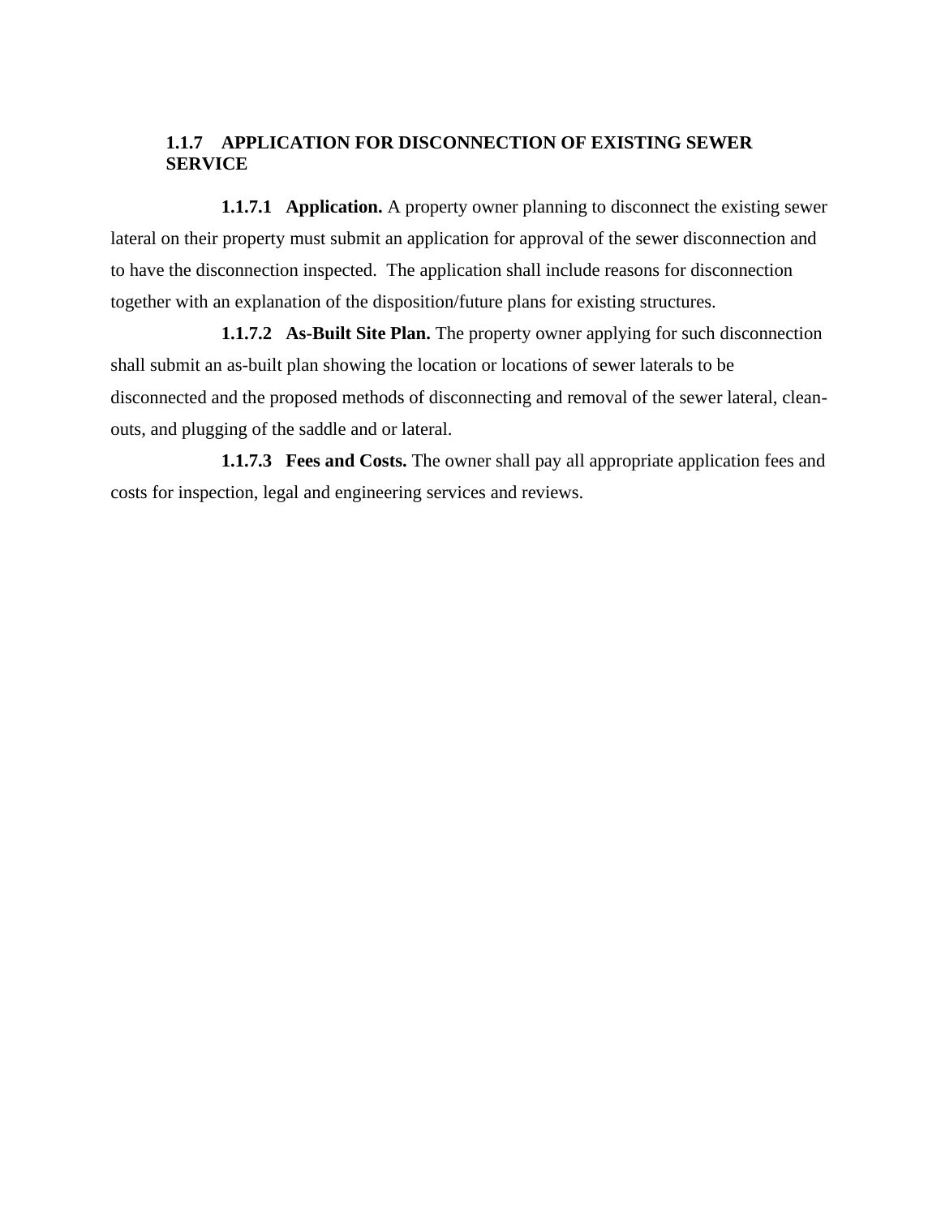### 1.1.7 APPLICATION FOR DISCONNECTION OF EXISTING SEWER SERVICE

**1.1.7.1 Application.** A property owner planning to disconnect the existing sewer lateral on their property must submit an application for approval of the sewer disconnection and to have the disconnection inspected. The application shall include reasons for disconnection together with an explanation of the disposition/future plans for existing structures.

**1.1.7.2 As-Built Site Plan.** The property owner applying for such disconnection shall submit an as-built plan showing the location or locations of sewer laterals to be disconnected and the proposed methods of disconnecting and removal of the sewer lateral, clean-outs, and plugging of the saddle and or lateral.

**1.1.7.3 Fees and Costs.** The owner shall pay all appropriate application fees and costs for inspection, legal and engineering services and reviews.